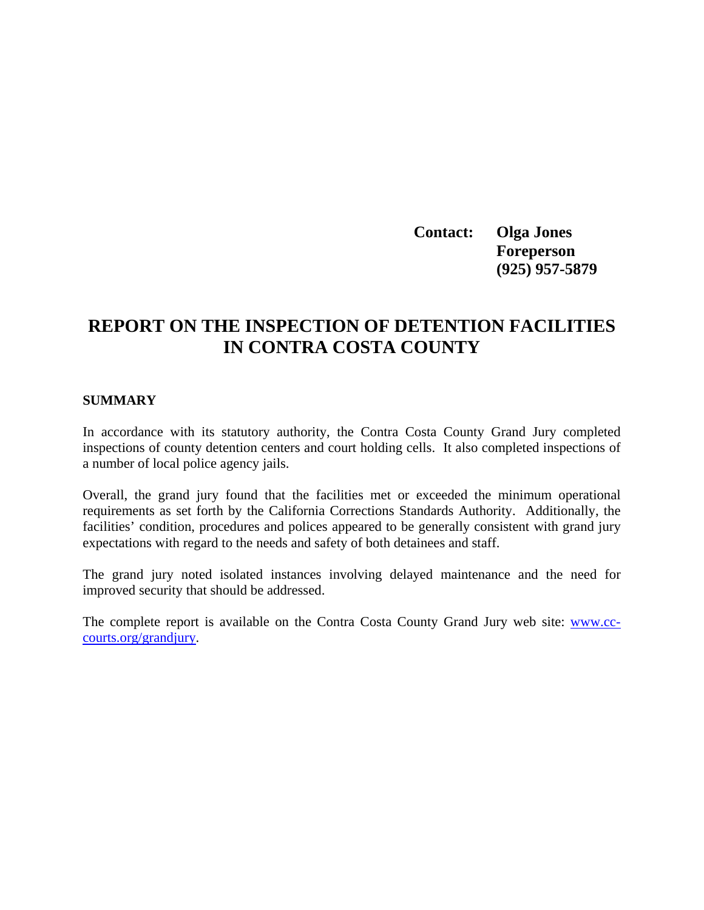**Contact: Olga Jones**
**Foreperson**
**(925) 957-5879**

# REPORT ON THE INSPECTION OF DETENTION FACILITIES IN CONTRA COSTA COUNTY

## SUMMARY

In accordance with its statutory authority, the Contra Costa County Grand Jury completed inspections of county detention centers and court holding cells. It also completed inspections of a number of local police agency jails.

Overall, the grand jury found that the facilities met or exceeded the minimum operational requirements as set forth by the California Corrections Standards Authority. Additionally, the facilities' condition, procedures and polices appeared to be generally consistent with grand jury expectations with regard to the needs and safety of both detainees and staff.

The grand jury noted isolated instances involving delayed maintenance and the need for improved security that should be addressed.

The complete report is available on the Contra Costa County Grand Jury web site: [www.cc-courts.org/grandjury](www.cc-courts.org/grandjury).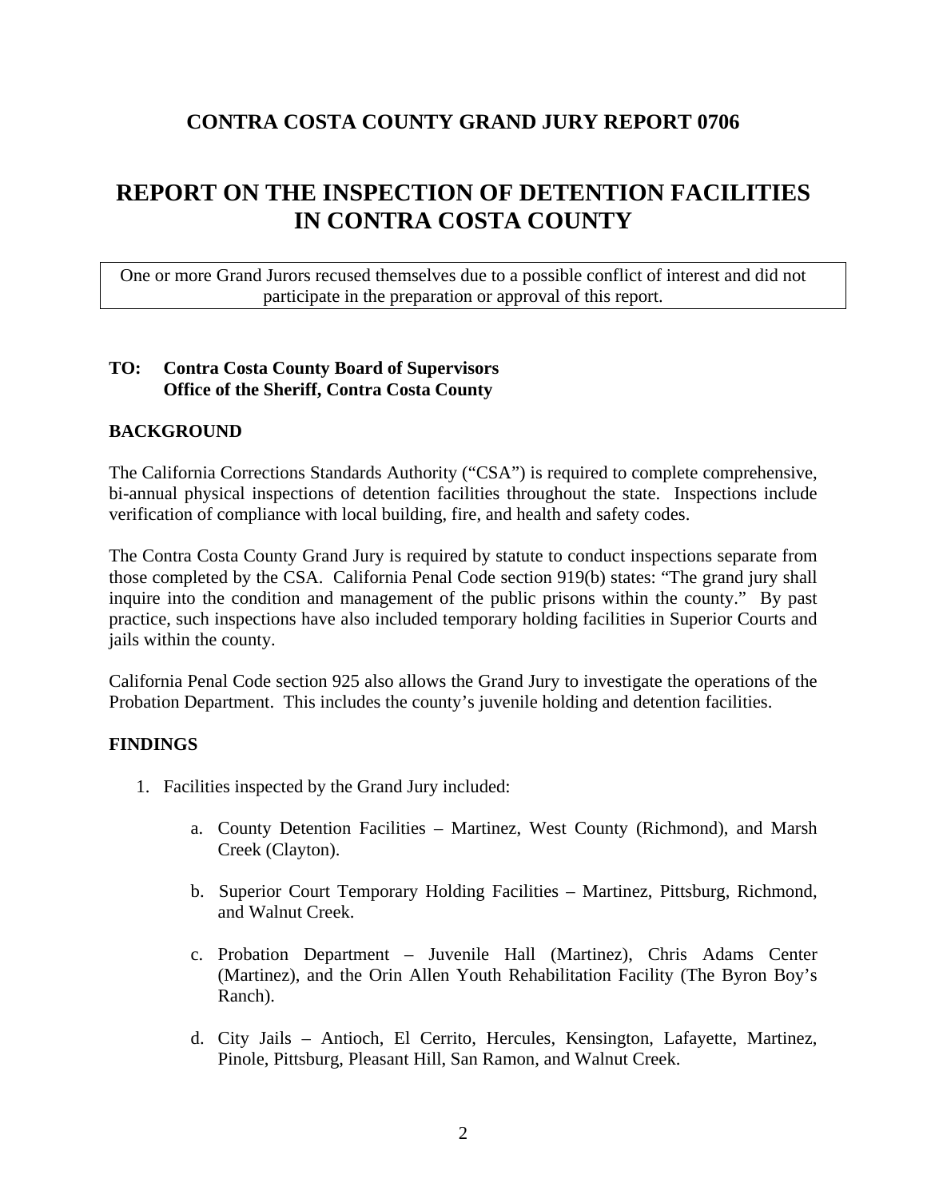# CONTRA COSTA COUNTY GRAND JURY REPORT 0706

# REPORT ON THE INSPECTION OF DETENTION FACILITIES IN CONTRA COSTA COUNTY

One or more Grand Jurors recused themselves due to a possible conflict of interest and did not participate in the preparation or approval of this report.

**TO: Contra Costa County Board of Supervisors**
**Office of the Sheriff, Contra Costa County**

## BACKGROUND

The California Corrections Standards Authority ("CSA") is required to complete comprehensive, bi-annual physical inspections of detention facilities throughout the state. Inspections include verification of compliance with local building, fire, and health and safety codes.

The Contra Costa County Grand Jury is required by statute to conduct inspections separate from those completed by the CSA. California Penal Code section 919(b) states: "The grand jury shall inquire into the condition and management of the public prisons within the county." By past practice, such inspections have also included temporary holding facilities in Superior Courts and jails within the county.

California Penal Code section 925 also allows the Grand Jury to investigate the operations of the Probation Department. This includes the county's juvenile holding and detention facilities.

## FINDINGS

1. Facilities inspected by the Grand Jury included:

    a. County Detention Facilities – Martinez, West County (Richmond), and Marsh Creek (Clayton).

    b. Superior Court Temporary Holding Facilities – Martinez, Pittsburg, Richmond, and Walnut Creek.

    c. Probation Department – Juvenile Hall (Martinez), Chris Adams Center (Martinez), and the Orin Allen Youth Rehabilitation Facility (The Byron Boy's Ranch).

    d. City Jails – Antioch, El Cerrito, Hercules, Kensington, Lafayette, Martinez, Pinole, Pittsburg, Pleasant Hill, San Ramon, and Walnut Creek.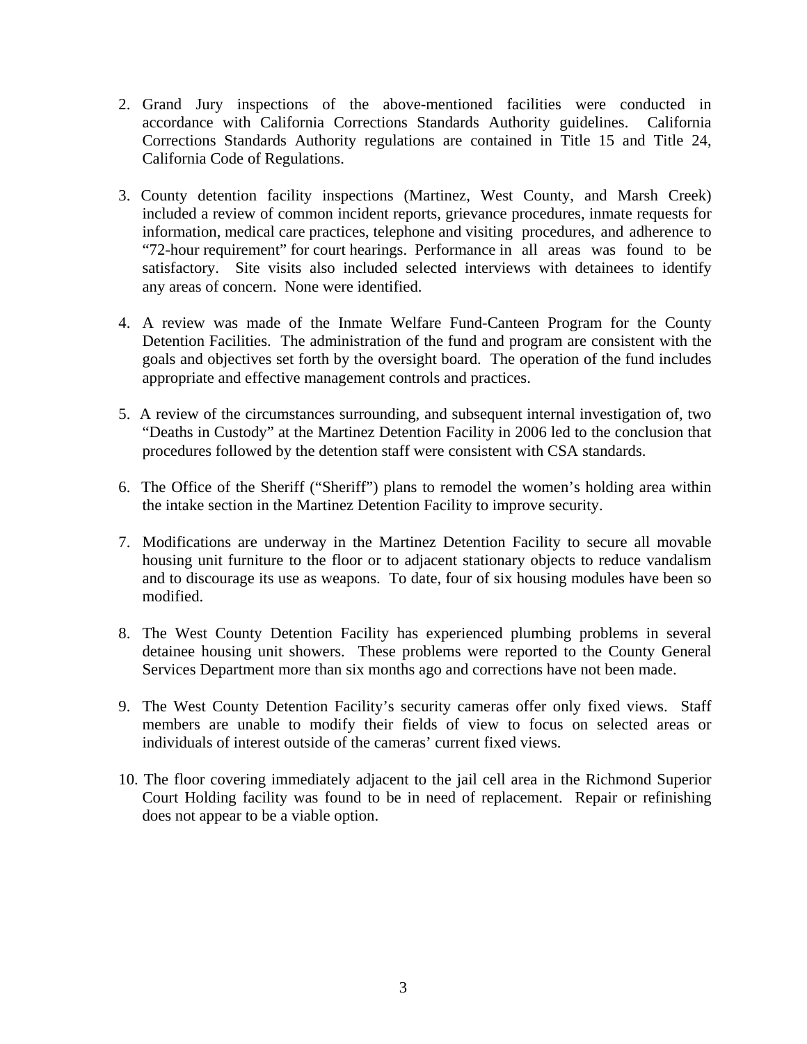2. Grand Jury inspections of the above-mentioned facilities were conducted in accordance with California Corrections Standards Authority guidelines. California Corrections Standards Authority regulations are contained in Title 15 and Title 24, California Code of Regulations.

3. County detention facility inspections (Martinez, West County, and Marsh Creek) included a review of common incident reports, grievance procedures, inmate requests for information, medical care practices, telephone and visiting procedures, and adherence to "72-hour requirement" for court hearings. Performance in all areas was found to be satisfactory. Site visits also included selected interviews with detainees to identify any areas of concern. None were identified.

4. A review was made of the Inmate Welfare Fund-Canteen Program for the County Detention Facilities. The administration of the fund and program are consistent with the goals and objectives set forth by the oversight board. The operation of the fund includes appropriate and effective management controls and practices.

5. A review of the circumstances surrounding, and subsequent internal investigation of, two "Deaths in Custody" at the Martinez Detention Facility in 2006 led to the conclusion that procedures followed by the detention staff were consistent with CSA standards.

6. The Office of the Sheriff ("Sheriff") plans to remodel the women's holding area within the intake section in the Martinez Detention Facility to improve security.

7. Modifications are underway in the Martinez Detention Facility to secure all movable housing unit furniture to the floor or to adjacent stationary objects to reduce vandalism and to discourage its use as weapons. To date, four of six housing modules have been so modified.

8. The West County Detention Facility has experienced plumbing problems in several detainee housing unit showers. These problems were reported to the County General Services Department more than six months ago and corrections have not been made.

9. The West County Detention Facility's security cameras offer only fixed views. Staff members are unable to modify their fields of view to focus on selected areas or individuals of interest outside of the cameras' current fixed views.

10. The floor covering immediately adjacent to the jail cell area in the Richmond Superior Court Holding facility was found to be in need of replacement. Repair or refinishing does not appear to be a viable option.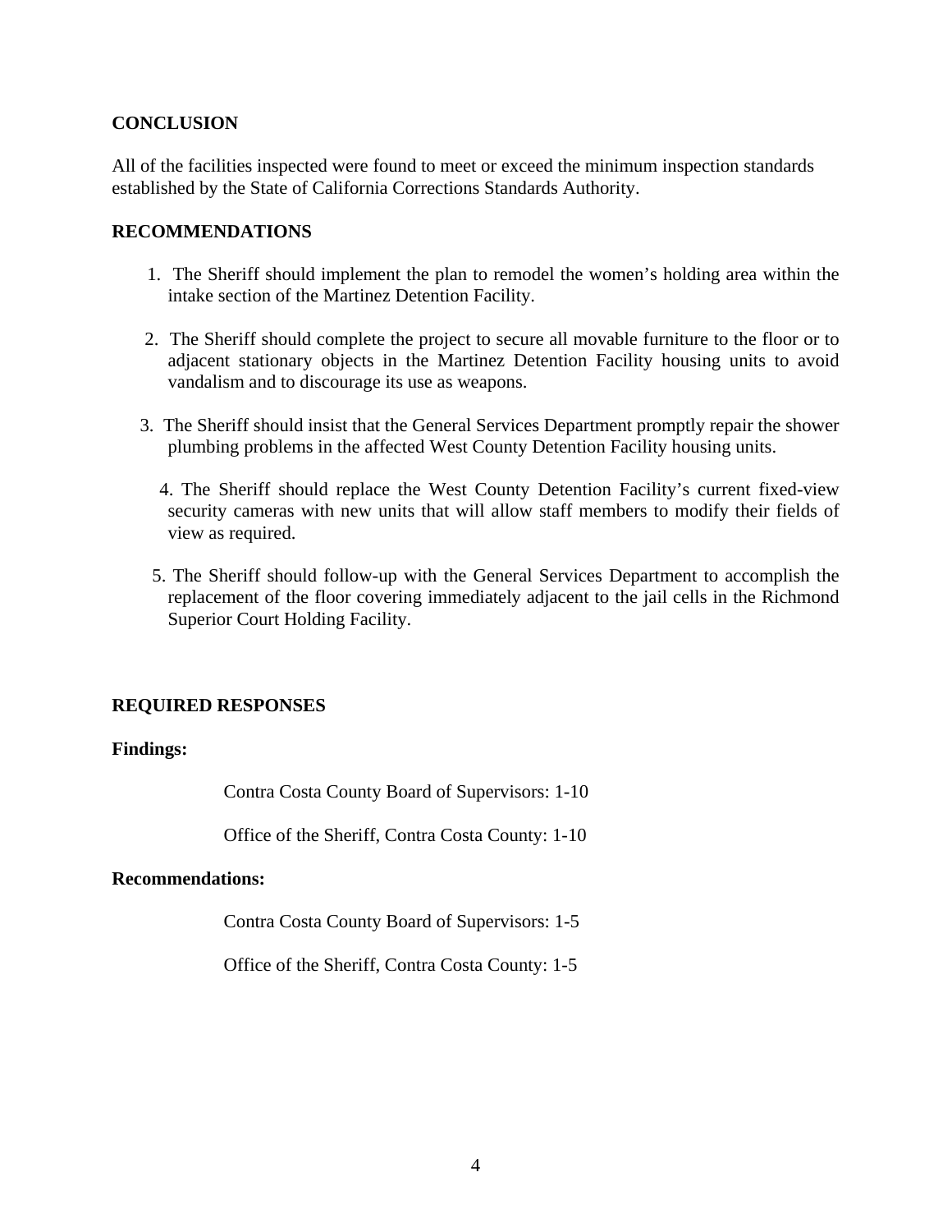## CONCLUSION

All of the facilities inspected were found to meet or exceed the minimum inspection standards established by the State of California Corrections Standards Authority.

## RECOMMENDATIONS

1. The Sheriff should implement the plan to remodel the women's holding area within the intake section of the Martinez Detention Facility.

2. The Sheriff should complete the project to secure all movable furniture to the floor or to adjacent stationary objects in the Martinez Detention Facility housing units to avoid vandalism and to discourage its use as weapons.

3. The Sheriff should insist that the General Services Department promptly repair the shower plumbing problems in the affected West County Detention Facility housing units.

4. The Sheriff should replace the West County Detention Facility's current fixed-view security cameras with new units that will allow staff members to modify their fields of view as required.

5. The Sheriff should follow-up with the General Services Department to accomplish the replacement of the floor covering immediately adjacent to the jail cells in the Richmond Superior Court Holding Facility.

## REQUIRED RESPONSES

**Findings:**

Contra Costa County Board of Supervisors: 1-10

Office of the Sheriff, Contra Costa County: 1-10

**Recommendations:**

Contra Costa County Board of Supervisors: 1-5

Office of the Sheriff, Contra Costa County: 1-5